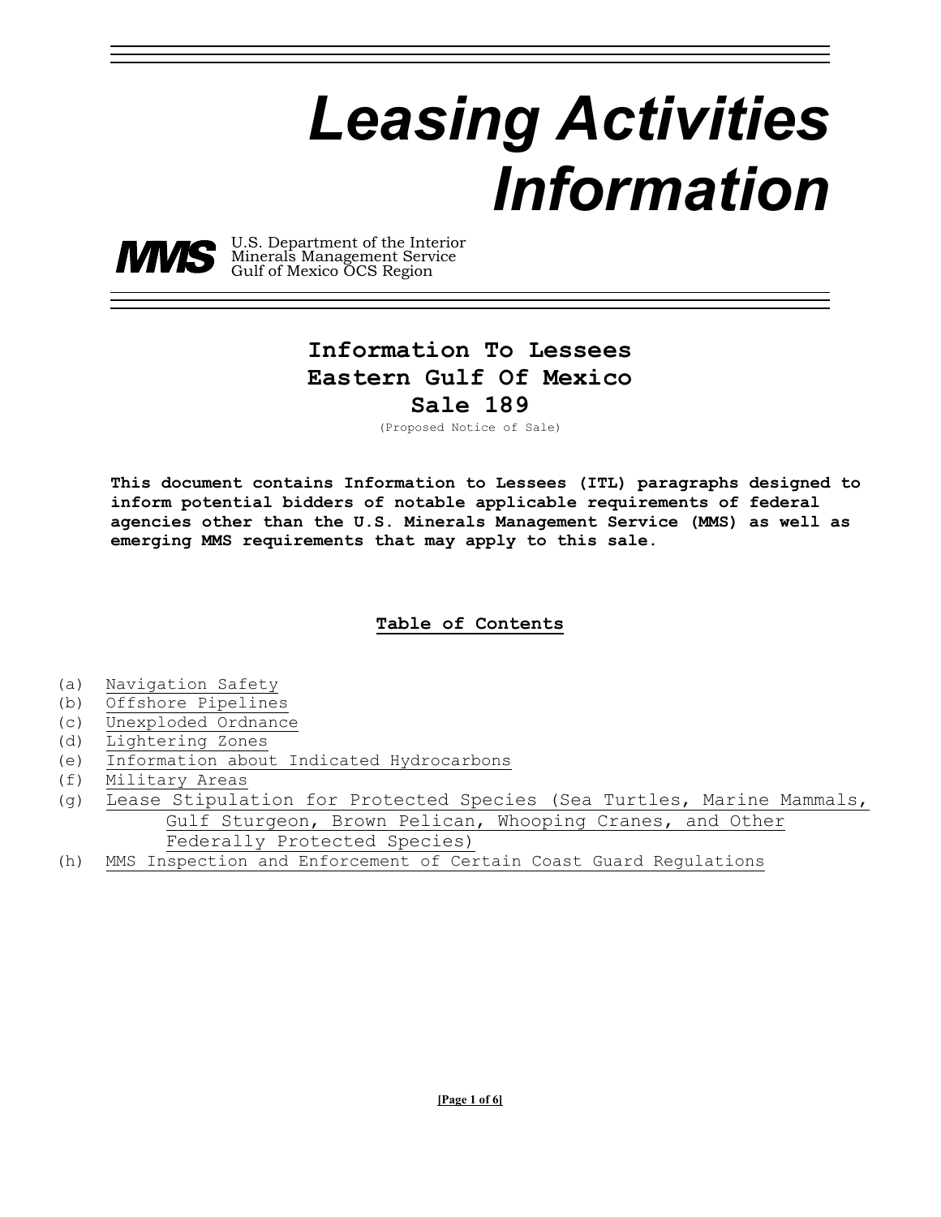# *Leasing Activities Information*

**MMS** U.S. Department of the Interior
Minerals Management Service
Gulf of Mexico OCS Region

## Information To Lessees
## Eastern Gulf Of Mexico
## Sale 189

(Proposed Notice of Sale)

**This document contains Information to Lessees (ITL) paragraphs designed to inform potential bidders of notable applicable requirements of federal agencies other than the U.S. Minerals Management Service (MMS) as well as emerging MMS requirements that may apply to this sale.**

### Table of Contents

(a) Navigation Safety
(b) Offshore Pipelines
(c) Unexploded Ordnance
(d) Lightering Zones
(e) Information about Indicated Hydrocarbons
(f) Military Areas
(g) Lease Stipulation for Protected Species (Sea Turtles, Marine Mammals, Gulf Sturgeon, Brown Pelican, Whooping Cranes, and Other Federally Protected Species)
(h) MMS Inspection and Enforcement of Certain Coast Guard Regulations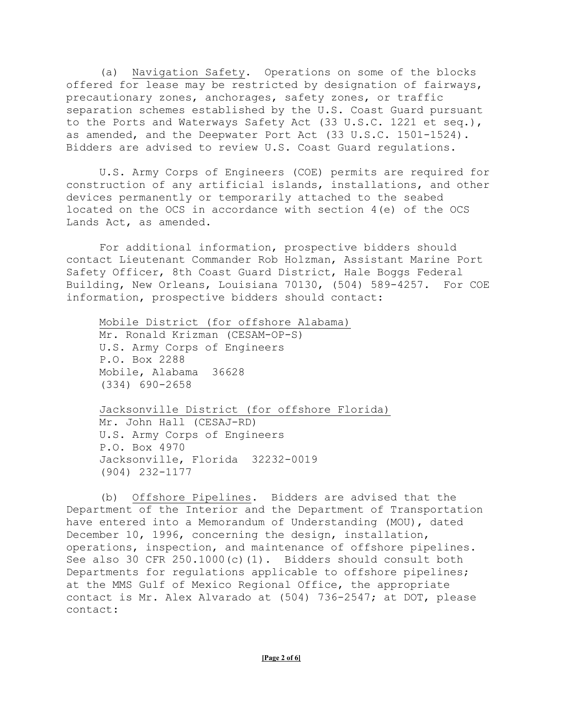(a) Navigation Safety. Operations on some of the blocks offered for lease may be restricted by designation of fairways, precautionary zones, anchorages, safety zones, or traffic separation schemes established by the U.S. Coast Guard pursuant to the Ports and Waterways Safety Act (33 U.S.C. 1221 et seq.), as amended, and the Deepwater Port Act (33 U.S.C. 1501-1524). Bidders are advised to review U.S. Coast Guard regulations.

U.S. Army Corps of Engineers (COE) permits are required for construction of any artificial islands, installations, and other devices permanently or temporarily attached to the seabed located on the OCS in accordance with section 4(e) of the OCS Lands Act, as amended.

For additional information, prospective bidders should contact Lieutenant Commander Rob Holzman, Assistant Marine Port Safety Officer, 8th Coast Guard District, Hale Boggs Federal Building, New Orleans, Louisiana 70130, (504) 589-4257. For COE information, prospective bidders should contact:

Mobile District (for offshore Alabama)
Mr. Ronald Krizman (CESAM-OP-S)
U.S. Army Corps of Engineers
P.O. Box 2288
Mobile, Alabama 36628
(334) 690-2658

Jacksonville District (for offshore Florida)
Mr. John Hall (CESAJ-RD)
U.S. Army Corps of Engineers
P.O. Box 4970
Jacksonville, Florida 32232-0019
(904) 232-1177

(b) Offshore Pipelines. Bidders are advised that the Department of the Interior and the Department of Transportation have entered into a Memorandum of Understanding (MOU), dated December 10, 1996, concerning the design, installation, operations, inspection, and maintenance of offshore pipelines. See also 30 CFR 250.1000(c)(1). Bidders should consult both Departments for regulations applicable to offshore pipelines; at the MMS Gulf of Mexico Regional Office, the appropriate contact is Mr. Alex Alvarado at (504) 736-2547; at DOT, please contact: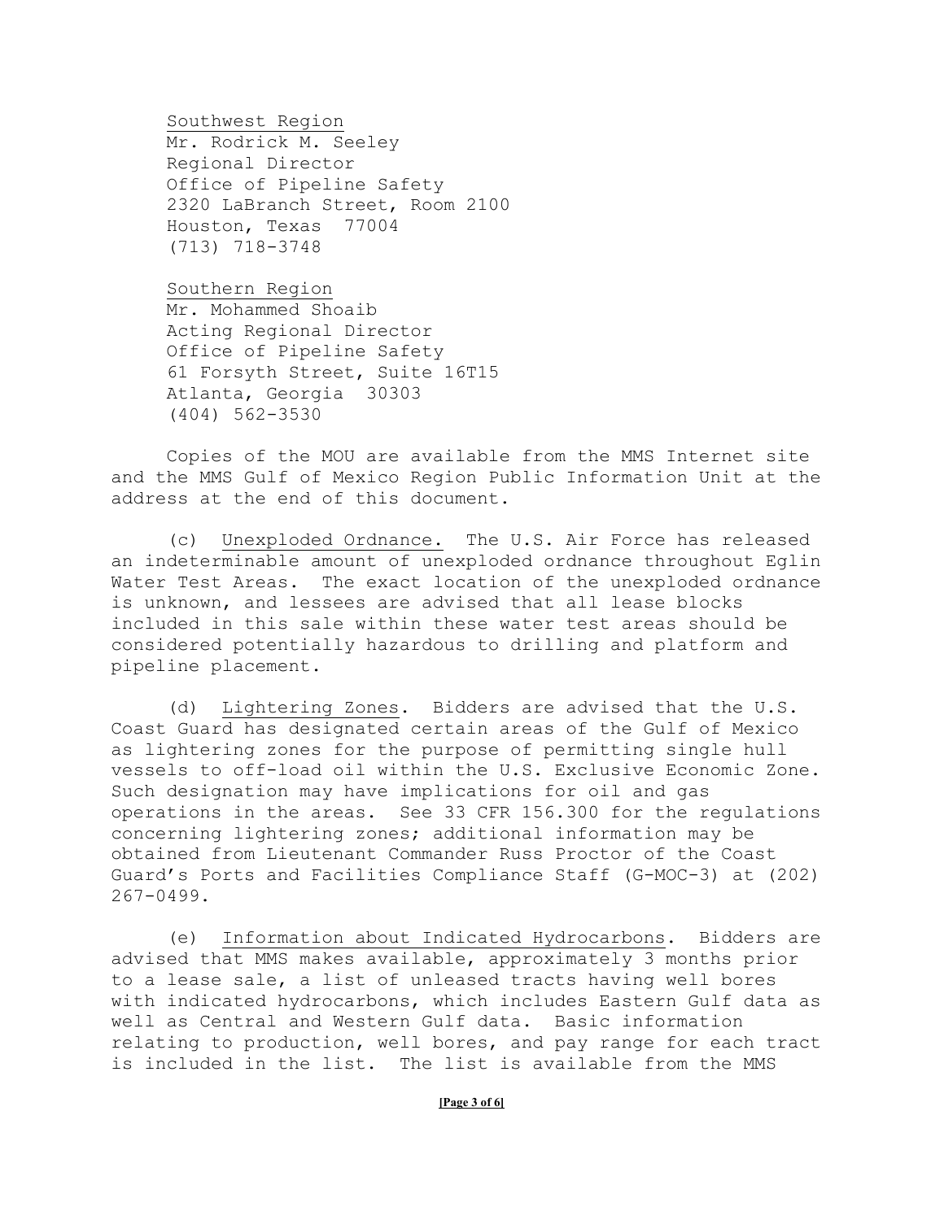<u>Southwest Region</u>
Mr. Rodrick M. Seeley
Regional Director
Office of Pipeline Safety
2320 LaBranch Street, Room 2100
Houston, Texas 77004
(713) 718-3748

<u>Southern Region</u>
Mr. Mohammed Shoaib
Acting Regional Director
Office of Pipeline Safety
61 Forsyth Street, Suite 16T15
Atlanta, Georgia 30303
(404) 562-3530

Copies of the MOU are available from the MMS Internet site and the MMS Gulf of Mexico Region Public Information Unit at the address at the end of this document.

(c) <u>Unexploded Ordnance.</u> The U.S. Air Force has released an indeterminable amount of unexploded ordnance throughout Eglin Water Test Areas. The exact location of the unexploded ordnance is unknown, and lessees are advised that all lease blocks included in this sale within these water test areas should be considered potentially hazardous to drilling and platform and pipeline placement.

(d) <u>Lightering Zones</u>. Bidders are advised that the U.S. Coast Guard has designated certain areas of the Gulf of Mexico as lightering zones for the purpose of permitting single hull vessels to off-load oil within the U.S. Exclusive Economic Zone. Such designation may have implications for oil and gas operations in the areas. See 33 CFR 156.300 for the regulations concerning lightering zones; additional information may be obtained from Lieutenant Commander Russ Proctor of the Coast Guard's Ports and Facilities Compliance Staff (G-MOC-3) at (202) 267-0499.

(e) <u>Information about Indicated Hydrocarbons</u>. Bidders are advised that MMS makes available, approximately 3 months prior to a lease sale, a list of unleased tracts having well bores with indicated hydrocarbons, which includes Eastern Gulf data as well as Central and Western Gulf data. Basic information relating to production, well bores, and pay range for each tract is included in the list. The list is available from the MMS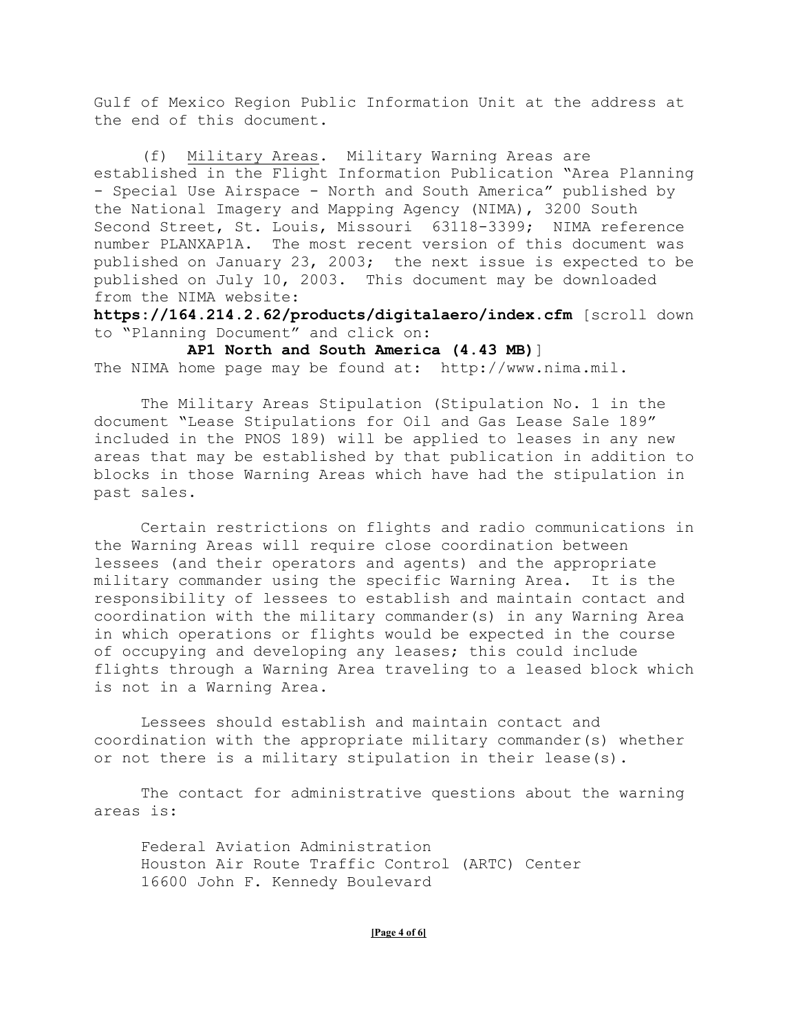Gulf of Mexico Region Public Information Unit at the address at the end of this document.

(f) Military Areas. Military Warning Areas are established in the Flight Information Publication "Area Planning - Special Use Airspace - North and South America" published by the National Imagery and Mapping Agency (NIMA), 3200 South Second Street, St. Louis, Missouri 63118-3399; NIMA reference number PLANXAP1A. The most recent version of this document was published on January 23, 2003; the next issue is expected to be published on July 10, 2003. This document may be downloaded from the NIMA website:
**https://164.214.2.62/products/digitalaero/index.cfm** [scroll down to "Planning Document" and click on:
**AP1 North and South America (4.43 MB)**]
The NIMA home page may be found at: http://www.nima.mil.

The Military Areas Stipulation (Stipulation No. 1 in the document "Lease Stipulations for Oil and Gas Lease Sale 189" included in the PNOS 189) will be applied to leases in any new areas that may be established by that publication in addition to blocks in those Warning Areas which have had the stipulation in past sales.

Certain restrictions on flights and radio communications in the Warning Areas will require close coordination between lessees (and their operators and agents) and the appropriate military commander using the specific Warning Area. It is the responsibility of lessees to establish and maintain contact and coordination with the military commander(s) in any Warning Area in which operations or flights would be expected in the course of occupying and developing any leases; this could include flights through a Warning Area traveling to a leased block which is not in a Warning Area.

Lessees should establish and maintain contact and coordination with the appropriate military commander(s) whether or not there is a military stipulation in their lease(s).

The contact for administrative questions about the warning areas is:

Federal Aviation Administration
Houston Air Route Traffic Control (ARTC) Center
16600 John F. Kennedy Boulevard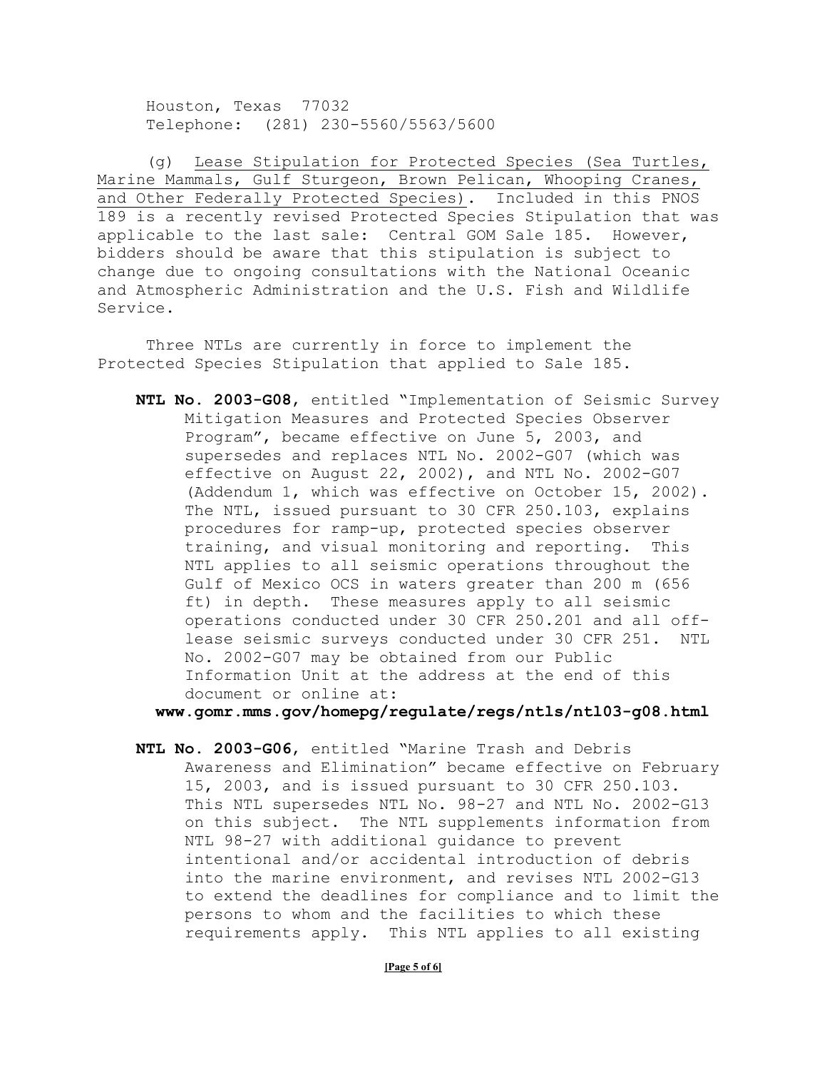Houston, Texas 77032
Telephone: (281) 230-5560/5563/5600

(g) Lease Stipulation for Protected Species (Sea Turtles, Marine Mammals, Gulf Sturgeon, Brown Pelican, Whooping Cranes, and Other Federally Protected Species). Included in this PNOS 189 is a recently revised Protected Species Stipulation that was applicable to the last sale: Central GOM Sale 185. However, bidders should be aware that this stipulation is subject to change due to ongoing consultations with the National Oceanic and Atmospheric Administration and the U.S. Fish and Wildlife Service.

Three NTLs are currently in force to implement the Protected Species Stipulation that applied to Sale 185.

**NTL No. 2003-G08**, entitled "Implementation of Seismic Survey Mitigation Measures and Protected Species Observer Program", became effective on June 5, 2003, and supersedes and replaces NTL No. 2002-G07 (which was effective on August 22, 2002), and NTL No. 2002-G07 (Addendum 1, which was effective on October 15, 2002). The NTL, issued pursuant to 30 CFR 250.103, explains procedures for ramp-up, protected species observer training, and visual monitoring and reporting. This NTL applies to all seismic operations throughout the Gulf of Mexico OCS in waters greater than 200 m (656 ft) in depth. These measures apply to all seismic operations conducted under 30 CFR 250.201 and all off-lease seismic surveys conducted under 30 CFR 251. NTL No. 2002-G07 may be obtained from our Public Information Unit at the address at the end of this document or online at:
**www.gomr.mms.gov/homepg/regulate/regs/ntls/ntl03-g08.html**

**NTL No. 2003-G06**, entitled "Marine Trash and Debris Awareness and Elimination" became effective on February 15, 2003, and is issued pursuant to 30 CFR 250.103. This NTL supersedes NTL No. 98-27 and NTL No. 2002-G13 on this subject. The NTL supplements information from NTL 98-27 with additional guidance to prevent intentional and/or accidental introduction of debris into the marine environment, and revises NTL 2002-G13 to extend the deadlines for compliance and to limit the persons to whom and the facilities to which these requirements apply. This NTL applies to all existing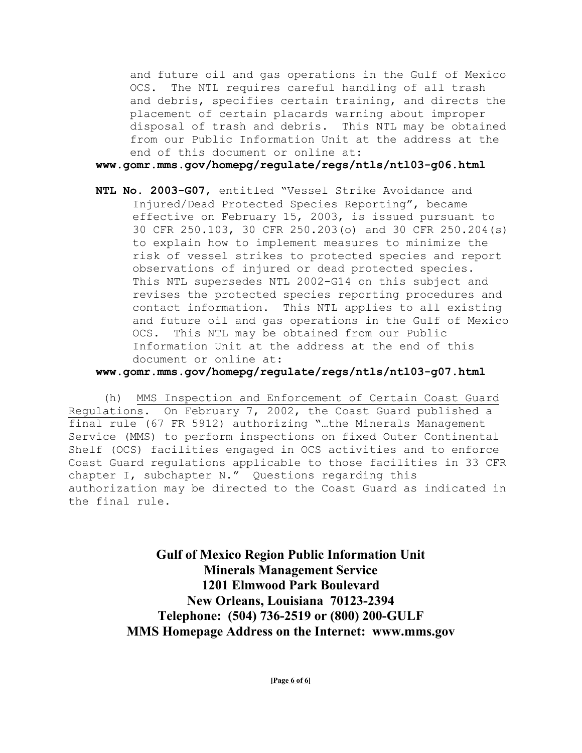and future oil and gas operations in the Gulf of Mexico OCS. The NTL requires careful handling of all trash and debris, specifies certain training, and directs the placement of certain placards warning about improper disposal of trash and debris. This NTL may be obtained from our Public Information Unit at the address at the end of this document or online at:

**www.gomr.mms.gov/homepg/regulate/regs/ntls/ntl03-g06.html**

**NTL No. 2003-G07**, entitled "Vessel Strike Avoidance and Injured/Dead Protected Species Reporting", became effective on February 15, 2003, is issued pursuant to 30 CFR 250.103, 30 CFR 250.203(o) and 30 CFR 250.204(s) to explain how to implement measures to minimize the risk of vessel strikes to protected species and report observations of injured or dead protected species. This NTL supersedes NTL 2002-G14 on this subject and revises the protected species reporting procedures and contact information. This NTL applies to all existing and future oil and gas operations in the Gulf of Mexico OCS. This NTL may be obtained from our Public Information Unit at the address at the end of this document or online at:

**www.gomr.mms.gov/homepg/regulate/regs/ntls/ntl03-g07.html**

(h) MMS Inspection and Enforcement of Certain Coast Guard Regulations. On February 7, 2002, the Coast Guard published a final rule (67 FR 5912) authorizing "…the Minerals Management Service (MMS) to perform inspections on fixed Outer Continental Shelf (OCS) facilities engaged in OCS activities and to enforce Coast Guard regulations applicable to those facilities in 33 CFR chapter I, subchapter N." Questions regarding this authorization may be directed to the Coast Guard as indicated in the final rule.

**Gulf of Mexico Region Public Information Unit**
**Minerals Management Service**
**1201 Elmwood Park Boulevard**
**New Orleans, Louisiana 70123-2394**
**Telephone: (504) 736-2519 or (800) 200-GULF**
**MMS Homepage Address on the Internet: www.mms.gov**